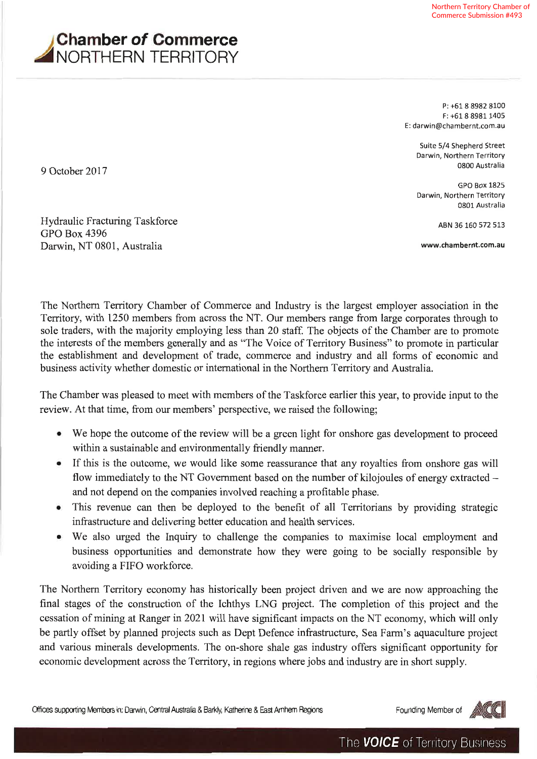Northern Territory Chamber of Commerce Submission #493

# Chamber of Commerce NORTHERN TERRITORY

P: +61 8 8982 8100
F: +61 8 8981 1405
E: darwin@chambernt.com.au

Suite 5/4 Shepherd Street
Darwin, Northern Territory
0800 Australia

GPO Box 1825
Darwin, Northern Territory
0801 Australia

ABN 36 160 572 513

**www.chambernt.com.au**

9 October 2017

Hydraulic Fracturing Taskforce
GPO Box 4396
Darwin, NT 0801, Australia

The Northern Territory Chamber of Commerce and Industry is the largest employer association in the Territory, with 1250 members from across the NT. Our members range from large corporates through to sole traders, with the majority employing less than 20 staff. The objects of the Chamber are to promote the interests of the members generally and as "The Voice of Territory Business" to promote in particular the establishment and development of trade, commerce and industry and all forms of economic and business activity whether domestic or international in the Northern Territory and Australia.

The Chamber was pleased to meet with members of the Taskforce earlier this year, to provide input to the review. At that time, from our members' perspective, we raised the following;

- We hope the outcome of the review will be a green light for onshore gas development to proceed within a sustainable and environmentally friendly manner.
- If this is the outcome, we would like some reassurance that any royalties from onshore gas will flow immediately to the NT Government based on the number of kilojoules of energy extracted – and not depend on the companies involved reaching a profitable phase.
- This revenue can then be deployed to the benefit of all Territorians by providing strategic infrastructure and delivering better education and health services.
- We also urged the Inquiry to challenge the companies to maximise local employment and business opportunities and demonstrate how they were going to be socially responsible by avoiding a FIFO workforce.

The Northern Territory economy has historically been project driven and we are now approaching the final stages of the construction of the Ichthys LNG project. The completion of this project and the cessation of mining at Ranger in 2021 will have significant impacts on the NT economy, which will only be partly offset by planned projects such as Dept Defence infrastructure, Sea Farm's aquaculture project and various minerals developments. The on-shore shale gas industry offers significant opportunity for economic development across the Territory, in regions where jobs and industry are in short supply.

Offices supporting Members in: Darwin, Central Australia & Barkly, Katherine & East Arnhem Regions

Founding Member of ACCI

The **VOICE** of Territory Business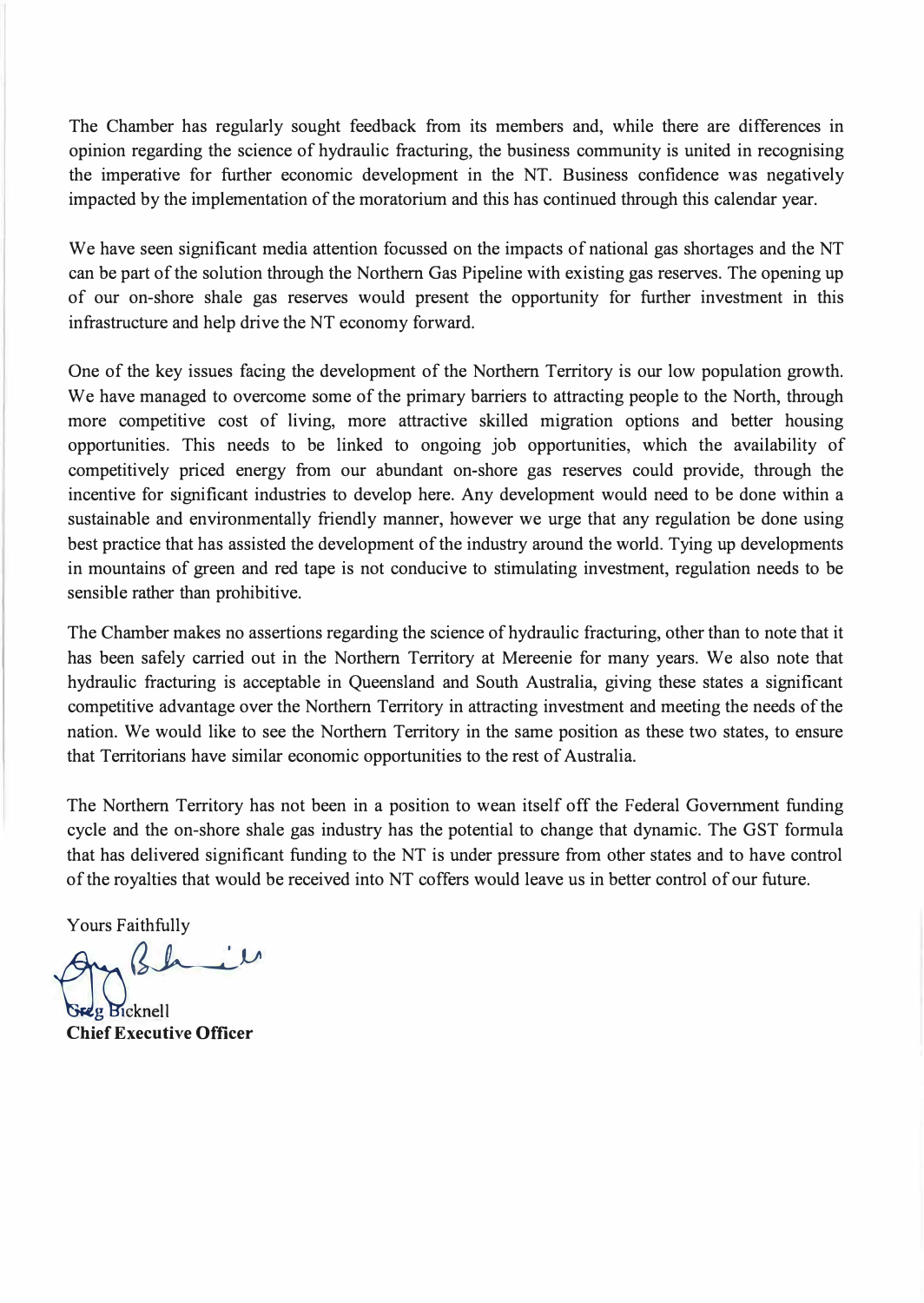The Chamber has regularly sought feedback from its members and, while there are differences in opinion regarding the science of hydraulic fracturing, the business community is united in recognising the imperative for further economic development in the NT. Business confidence was negatively impacted by the implementation of the moratorium and this has continued through this calendar year.

We have seen significant media attention focussed on the impacts of national gas shortages and the NT can be part of the solution through the Northern Gas Pipeline with existing gas reserves. The opening up of our on-shore shale gas reserves would present the opportunity for further investment in this infrastructure and help drive the NT economy forward.

One of the key issues facing the development of the Northern Territory is our low population growth. We have managed to overcome some of the primary barriers to attracting people to the North, through more competitive cost of living, more attractive skilled migration options and better housing opportunities. This needs to be linked to ongoing job opportunities, which the availability of competitively priced energy from our abundant on-shore gas reserves could provide, through the incentive for significant industries to develop here. Any development would need to be done within a sustainable and environmentally friendly manner, however we urge that any regulation be done using best practice that has assisted the development of the industry around the world. Tying up developments in mountains of green and red tape is not conducive to stimulating investment, regulation needs to be sensible rather than prohibitive.

The Chamber makes no assertions regarding the science of hydraulic fracturing, other than to note that it has been safely carried out in the Northern Territory at Mereenie for many years. We also note that hydraulic fracturing is acceptable in Queensland and South Australia, giving these states a significant competitive advantage over the Northern Territory in attracting investment and meeting the needs of the nation. We would like to see the Northern Territory in the same position as these two states, to ensure that Territorians have similar economic opportunities to the rest of Australia.

The Northern Territory has not been in a position to wean itself off the Federal Government funding cycle and the on-shore shale gas industry has the potential to change that dynamic. The GST formula that has delivered significant funding to the NT is under pressure from other states and to have control of the royalties that would be received into NT coffers would leave us in better control of our future.

Yours Faithfully

Greg Bicknell
**Chief Executive Officer**